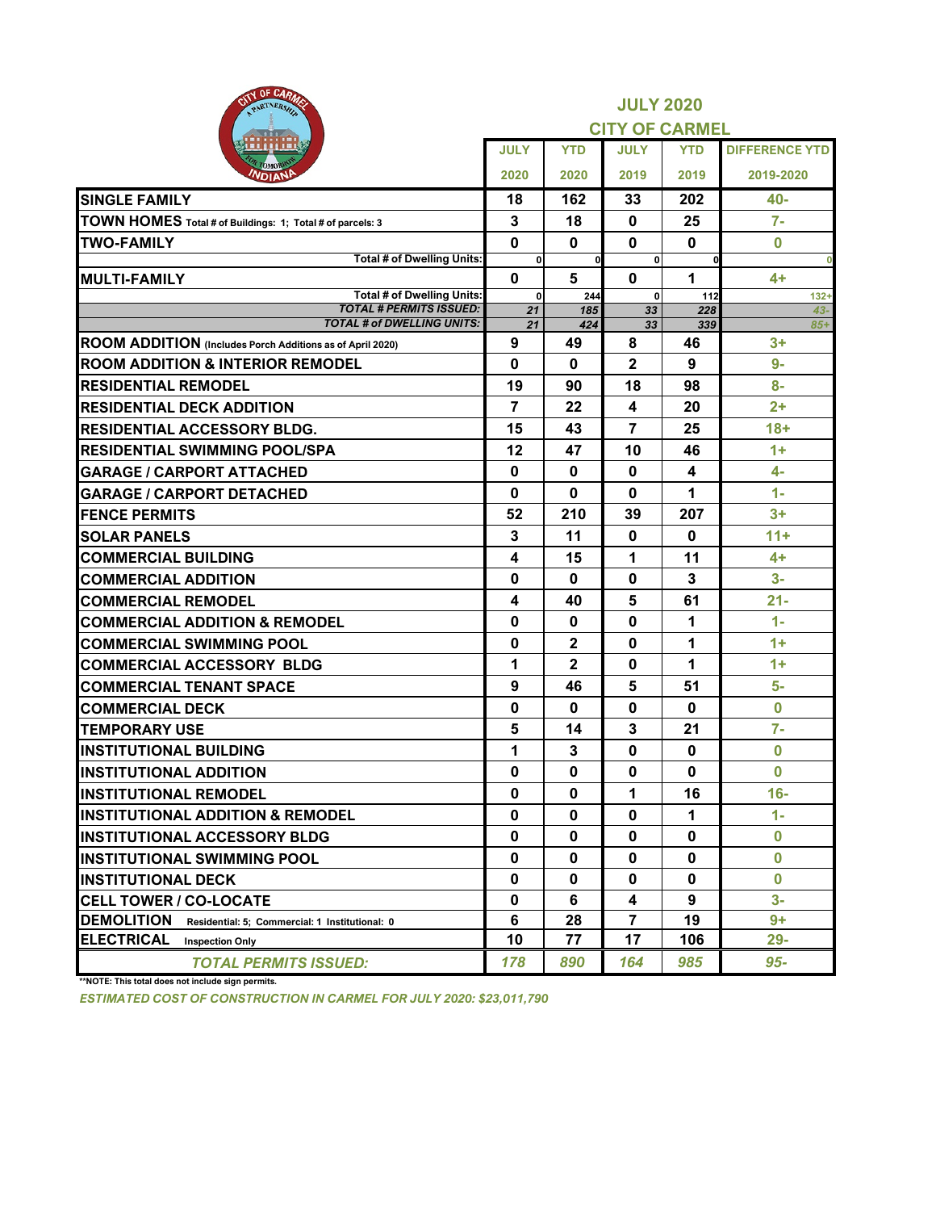## JULY 2020

## CITY OF CARMEL

| | JULY 2020 | YTD 2020 | JULY 2019 | YTD 2019 | DIFFERENCE YTD 2019-2020 |
|---|---|---|---|---|---|
| **SINGLE FAMILY** | 18 | 162 | 33 | 202 | 40- |
| **TOWN HOMES** Total # of Buildings: 1; Total # of parcels: 3 | 3 | 18 | 0 | 25 | 7- |
| **TWO-FAMILY** | 0 | 0 | 0 | 0 | 0 |
| Total # of Dwelling Units: | 0 | 0 | 0 | 0 | 0 |
| **MULTI-FAMILY** | 0 | 5 | 0 | 1 | 4+ |
| Total # of Dwelling Units: | 0 | 244 | 0 | 112 | 132+ |
| *TOTAL # PERMITS ISSUED:* | *21* | *185* | *33* | *228* | *43-* |
| *TOTAL # of DWELLING UNITS:* | *21* | *424* | *33* | *339* | *85+* |
| **ROOM ADDITION** (Includes Porch Additions as of April 2020) | 9 | 49 | 8 | 46 | 3+ |
| **ROOM ADDITION & INTERIOR REMODEL** | 0 | 0 | 2 | 9 | 9- |
| **RESIDENTIAL REMODEL** | 19 | 90 | 18 | 98 | 8- |
| **RESIDENTIAL DECK ADDITION** | 7 | 22 | 4 | 20 | 2+ |
| **RESIDENTIAL ACCESSORY BLDG.** | 15 | 43 | 7 | 25 | 18+ |
| **RESIDENTIAL SWIMMING POOL/SPA** | 12 | 47 | 10 | 46 | 1+ |
| **GARAGE / CARPORT ATTACHED** | 0 | 0 | 0 | 4 | 4- |
| **GARAGE / CARPORT DETACHED** | 0 | 0 | 0 | 1 | 1- |
| **FENCE PERMITS** | 52 | 210 | 39 | 207 | 3+ |
| **SOLAR PANELS** | 3 | 11 | 0 | 0 | 11+ |
| **COMMERCIAL BUILDING** | 4 | 15 | 1 | 11 | 4+ |
| **COMMERCIAL ADDITION** | 0 | 0 | 0 | 3 | 3- |
| **COMMERCIAL REMODEL** | 4 | 40 | 5 | 61 | 21- |
| **COMMERCIAL ADDITION & REMODEL** | 0 | 0 | 0 | 1 | 1- |
| **COMMERCIAL SWIMMING POOL** | 0 | 2 | 0 | 1 | 1+ |
| **COMMERCIAL ACCESSORY BLDG** | 1 | 2 | 0 | 1 | 1+ |
| **COMMERCIAL TENANT SPACE** | 9 | 46 | 5 | 51 | 5- |
| **COMMERCIAL DECK** | 0 | 0 | 0 | 0 | 0 |
| **TEMPORARY USE** | 5 | 14 | 3 | 21 | 7- |
| **INSTITUTIONAL BUILDING** | 1 | 3 | 0 | 0 | 0 |
| **INSTITUTIONAL ADDITION** | 0 | 0 | 0 | 0 | 0 |
| **INSTITUTIONAL REMODEL** | 0 | 0 | 1 | 16 | 16- |
| **INSTITUTIONAL ADDITION & REMODEL** | 0 | 0 | 0 | 1 | 1- |
| **INSTITUTIONAL ACCESSORY BLDG** | 0 | 0 | 0 | 0 | 0 |
| **INSTITUTIONAL SWIMMING POOL** | 0 | 0 | 0 | 0 | 0 |
| **INSTITUTIONAL DECK** | 0 | 0 | 0 | 0 | 0 |
| **CELL TOWER / CO-LOCATE** | 0 | 6 | 4 | 9 | 3- |
| **DEMOLITION** Residential: 5; Commercial: 1 Institutional: 0 | 6 | 28 | 7 | 19 | 9+ |
| **ELECTRICAL** Inspection Only | 10 | 77 | 17 | 106 | 29- |
| ***TOTAL PERMITS ISSUED:*** | ***178*** | ***890*** | ***164*** | ***985*** | ***95-*** |

**NOTE: This total does not include sign permits.

***ESTIMATED COST OF CONSTRUCTION IN CARMEL FOR JULY 2020: $23,011,790***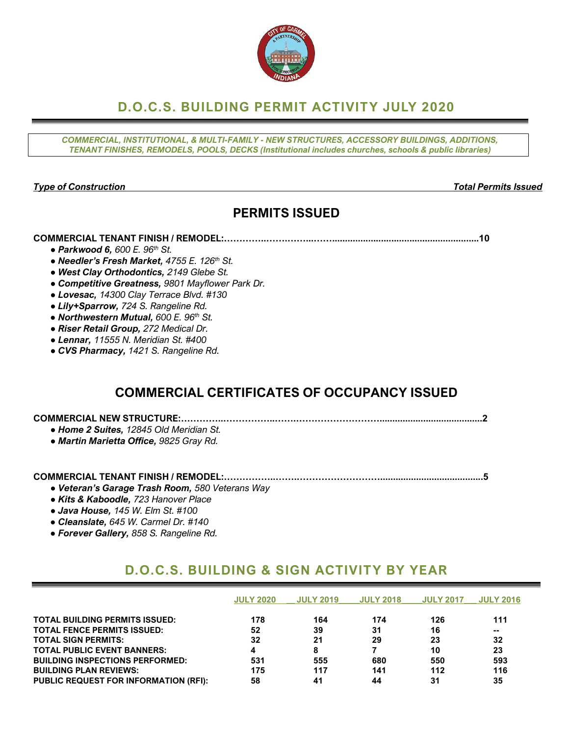# D.O.C.S. BUILDING PERMIT ACTIVITY JULY 2020

*COMMERCIAL, INSTITUTIONAL, & MULTI-FAMILY - NEW STRUCTURES, ACCESSORY BUILDINGS, ADDITIONS, TENANT FINISHES, REMODELS, POOLS, DECKS (Institutional includes churches, schools & public libraries)*

***Type of Construction*** — ***Total Permits Issued***

## PERMITS ISSUED

**COMMERCIAL TENANT FINISH / REMODEL:……………………………………………………………………10**

- ***Parkwood 6,*** *600 E. 96th St.*
- ***Needler's Fresh Market,*** *4755 E. 126th St.*
- ***West Clay Orthodontics,*** *2149 Glebe St.*
- ***Competitive Greatness,*** *9801 Mayflower Park Dr.*
- ***Lovesac,*** *14300 Clay Terrace Blvd. #130*
- ***Lily+Sparrow,*** *724 S. Rangeline Rd.*
- ***Northwestern Mutual,*** *600 E. 96th St.*
- ***Riser Retail Group,*** *272 Medical Dr.*
- ***Lennar,*** *11555 N. Meridian St. #400*
- ***CVS Pharmacy,*** *1421 S. Rangeline Rd.*

## COMMERCIAL CERTIFICATES OF OCCUPANCY ISSUED

**COMMERCIAL NEW STRUCTURE:……………………………………………………………………………2**

- ***Home 2 Suites,*** *12845 Old Meridian St.*
- ***Martin Marietta Office,*** *9825 Gray Rd.*

**COMMERCIAL TENANT FINISH / REMODEL:…………………………………………………………………5**

- ***Veteran's Garage Trash Room,*** *580 Veterans Way*
- ***Kits & Kaboodle,*** *723 Hanover Place*
- ***Java House,*** *145 W. Elm St. #100*
- ***Cleanslate,*** *645 W. Carmel Dr. #140*
- ***Forever Gallery,*** *858 S. Rangeline Rd.*

# D.O.C.S. BUILDING & SIGN ACTIVITY BY YEAR

| | JULY 2020 | JULY 2019 | JULY 2018 | JULY 2017 | JULY 2016 |
|---|---|---|---|---|---|
| **TOTAL BUILDING PERMITS ISSUED:** | 178 | 164 | 174 | 126 | 111 |
| **TOTAL FENCE PERMITS ISSUED:** | 52 | 39 | 31 | 16 | -- |
| **TOTAL SIGN PERMITS:** | 32 | 21 | 29 | 23 | 32 |
| **TOTAL PUBLIC EVENT BANNERS:** | 4 | 8 | 7 | 10 | 23 |
| **BUILDING INSPECTIONS PERFORMED:** | 531 | 555 | 680 | 550 | 593 |
| **BUILDING PLAN REVIEWS:** | 175 | 117 | 141 | 112 | 116 |
| **PUBLIC REQUEST FOR INFORMATION (RFI):** | 58 | 41 | 44 | 31 | 35 |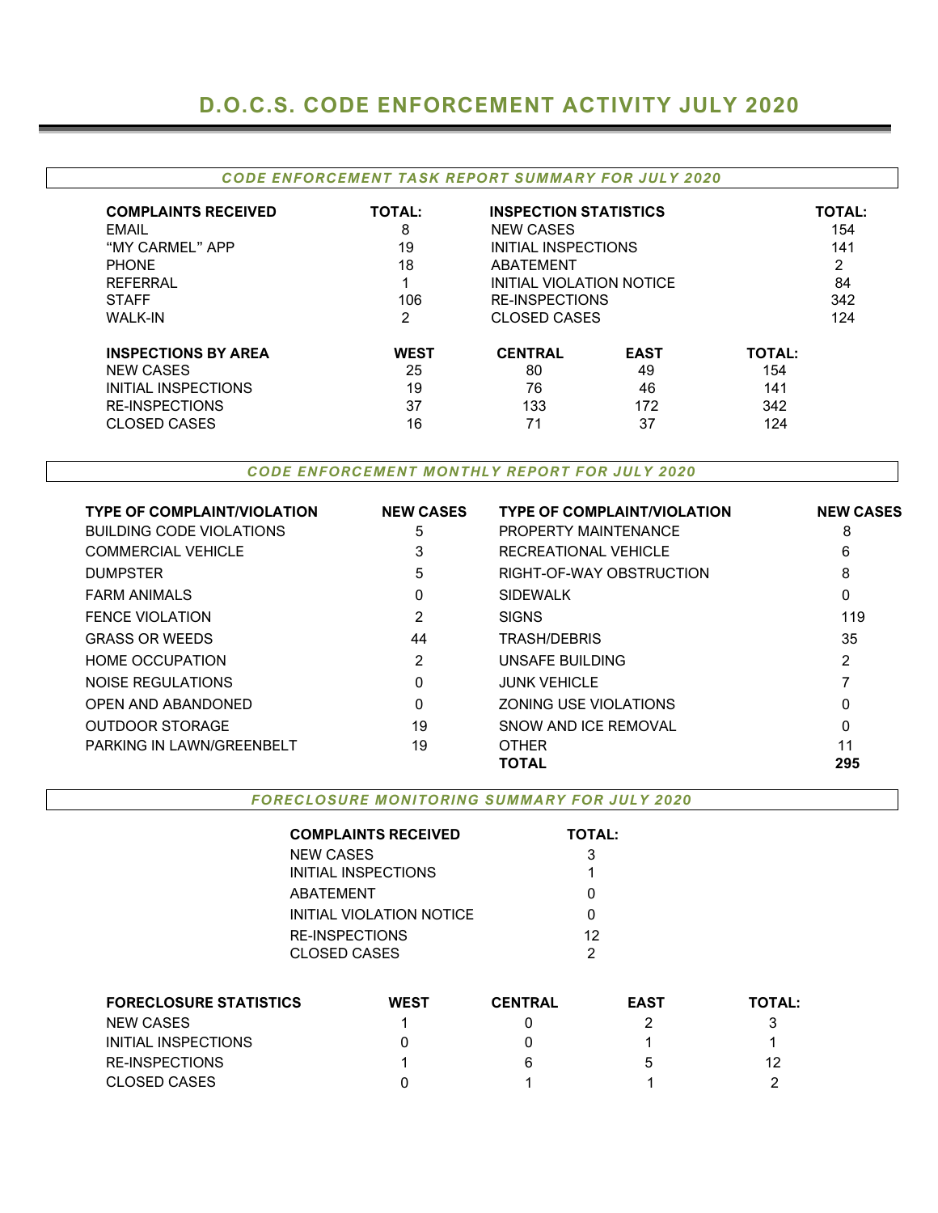# D.O.C.S. CODE ENFORCEMENT ACTIVITY JULY 2020

## *CODE ENFORCEMENT TASK REPORT SUMMARY FOR JULY 2020*

| COMPLAINTS RECEIVED | TOTAL: | INSPECTION STATISTICS | TOTAL: |
|---|---|---|---|
| EMAIL | 8 | NEW CASES | 154 |
| "MY CARMEL" APP | 19 | INITIAL INSPECTIONS | 141 |
| PHONE | 18 | ABATEMENT | 2 |
| REFERRAL | 1 | INITIAL VIOLATION NOTICE | 84 |
| STAFF | 106 | RE-INSPECTIONS | 342 |
| WALK-IN | 2 | CLOSED CASES | 124 |

| INSPECTIONS BY AREA | WEST | CENTRAL | EAST | TOTAL: |
|---|---|---|---|---|
| NEW CASES | 25 | 80 | 49 | 154 |
| INITIAL INSPECTIONS | 19 | 76 | 46 | 141 |
| RE-INSPECTIONS | 37 | 133 | 172 | 342 |
| CLOSED CASES | 16 | 71 | 37 | 124 |

## *CODE ENFORCEMENT MONTHLY REPORT FOR JULY 2020*

| TYPE OF COMPLAINT/VIOLATION | NEW CASES | TYPE OF COMPLAINT/VIOLATION | NEW CASES |
|---|---|---|---|
| BUILDING CODE VIOLATIONS | 5 | PROPERTY MAINTENANCE | 8 |
| COMMERCIAL VEHICLE | 3 | RECREATIONAL VEHICLE | 6 |
| DUMPSTER | 5 | RIGHT-OF-WAY OBSTRUCTION | 8 |
| FARM ANIMALS | 0 | SIDEWALK | 0 |
| FENCE VIOLATION | 2 | SIGNS | 119 |
| GRASS OR WEEDS | 44 | TRASH/DEBRIS | 35 |
| HOME OCCUPATION | 2 | UNSAFE BUILDING | 2 |
| NOISE REGULATIONS | 0 | JUNK VEHICLE | 7 |
| OPEN AND ABANDONED | 0 | ZONING USE VIOLATIONS | 0 |
| OUTDOOR STORAGE | 19 | SNOW AND ICE REMOVAL | 0 |
| PARKING IN LAWN/GREENBELT | 19 | OTHER | 11 |
| | | **TOTAL** | **295** |

## *FORECLOSURE MONITORING SUMMARY FOR JULY 2020*

| COMPLAINTS RECEIVED | TOTAL: |
|---|---|
| NEW CASES | 3 |
| INITIAL INSPECTIONS | 1 |
| ABATEMENT | 0 |
| INITIAL VIOLATION NOTICE | 0 |
| RE-INSPECTIONS | 12 |
| CLOSED CASES | 2 |

| FORECLOSURE STATISTICS | WEST | CENTRAL | EAST | TOTAL: |
|---|---|---|---|---|
| NEW CASES | 1 | 0 | 2 | 3 |
| INITIAL INSPECTIONS | 0 | 0 | 1 | 1 |
| RE-INSPECTIONS | 1 | 6 | 5 | 12 |
| CLOSED CASES | 0 | 1 | 1 | 2 |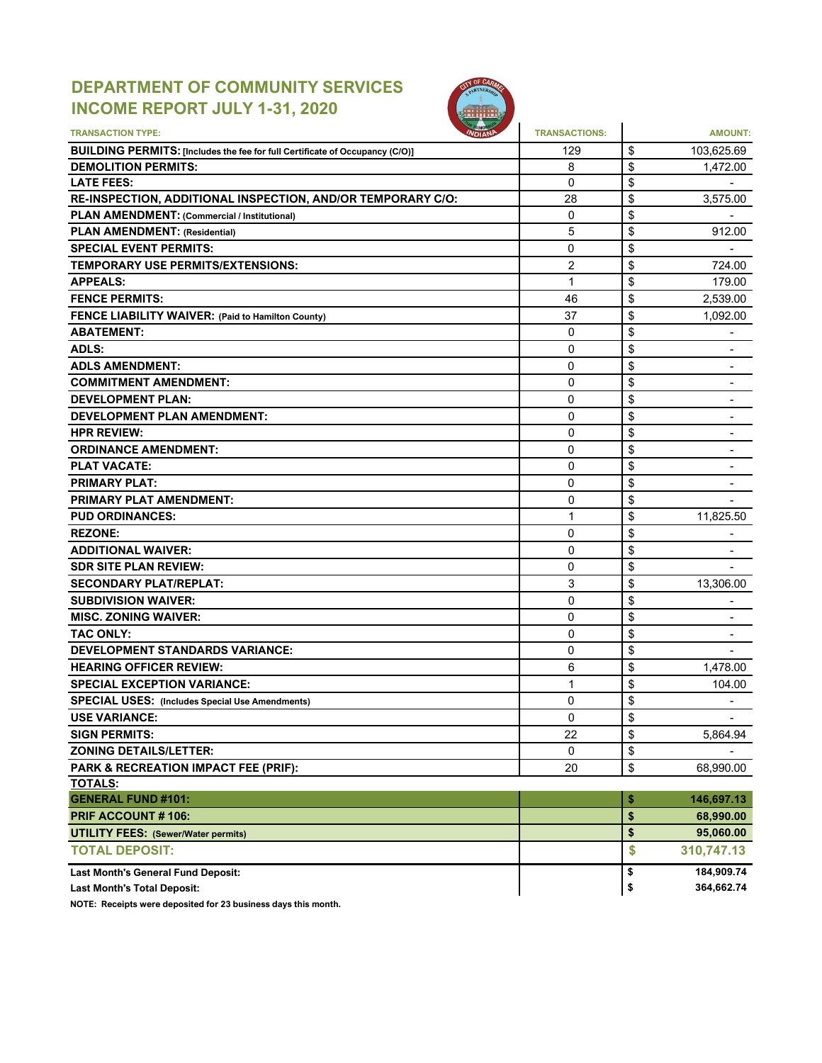## DEPARTMENT OF COMMUNITY SERVICES
## INCOME REPORT JULY 1-31, 2020

| TRANSACTION TYPE: | TRANSACTIONS: | AMOUNT: |
|---|---|---|
| **BUILDING PERMITS:** [Includes the fee for full Certificate of Occupancy (C/O)] | 129 | $ 103,625.69 |
| **DEMOLITION PERMITS:** | 8 | $ 1,472.00 |
| **LATE FEES:** | 0 | $ - |
| **RE-INSPECTION, ADDITIONAL INSPECTION, AND/OR TEMPORARY C/O:** | 28 | $ 3,575.00 |
| **PLAN AMENDMENT:** (Commercial / Institutional) | 0 | $ - |
| **PLAN AMENDMENT:** (Residential) | 5 | $ 912.00 |
| **SPECIAL EVENT PERMITS:** | 0 | $ - |
| **TEMPORARY USE PERMITS/EXTENSIONS:** | 2 | $ 724.00 |
| **APPEALS:** | 1 | $ 179.00 |
| **FENCE PERMITS:** | 46 | $ 2,539.00 |
| **FENCE LIABILITY WAIVER:** (Paid to Hamilton County) | 37 | $ 1,092.00 |
| **ABATEMENT:** | 0 | $ - |
| **ADLS:** | 0 | $ - |
| **ADLS AMENDMENT:** | 0 | $ - |
| **COMMITMENT AMENDMENT:** | 0 | $ - |
| **DEVELOPMENT PLAN:** | 0 | $ - |
| **DEVELOPMENT PLAN AMENDMENT:** | 0 | $ - |
| **HPR REVIEW:** | 0 | $ - |
| **ORDINANCE AMENDMENT:** | 0 | $ - |
| **PLAT VACATE:** | 0 | $ - |
| **PRIMARY PLAT:** | 0 | $ - |
| **PRIMARY PLAT AMENDMENT:** | 0 | $ - |
| **PUD ORDINANCES:** | 1 | $ 11,825.50 |
| **REZONE:** | 0 | $ - |
| **ADDITIONAL WAIVER:** | 0 | $ - |
| **SDR SITE PLAN REVIEW:** | 0 | $ - |
| **SECONDARY PLAT/REPLAT:** | 3 | $ 13,306.00 |
| **SUBDIVISION WAIVER:** | 0 | $ - |
| **MISC. ZONING WAIVER:** | 0 | $ - |
| **TAC ONLY:** | 0 | $ - |
| **DEVELOPMENT STANDARDS VARIANCE:** | 0 | $ - |
| **HEARING OFFICER REVIEW:** | 6 | $ 1,478.00 |
| **SPECIAL EXCEPTION VARIANCE:** | 1 | $ 104.00 |
| **SPECIAL USES:** (Includes Special Use Amendments) | 0 | $ - |
| **USE VARIANCE:** | 0 | $ - |
| **SIGN PERMITS:** | 22 | $ 5,864.94 |
| **ZONING DETAILS/LETTER:** | 0 | $ - |
| **PARK & RECREATION IMPACT FEE (PRIF):** | 20 | $ 68,990.00 |
| **TOTALS:** | | |
| **GENERAL FUND #101:** | | **$ 146,697.13** |
| **PRIF ACCOUNT # 106:** | | **$ 68,990.00** |
| **UTILITY FEES:** (Sewer/Water permits) | | **$ 95,060.00** |
| **TOTAL DEPOSIT:** | | **$ 310,747.13** |
| **Last Month's General Fund Deposit:** | | **$ 184,909.74** |
| **Last Month's Total Deposit:** | | **$ 364,662.74** |

**NOTE: Receipts were deposited for 23 business days this month.**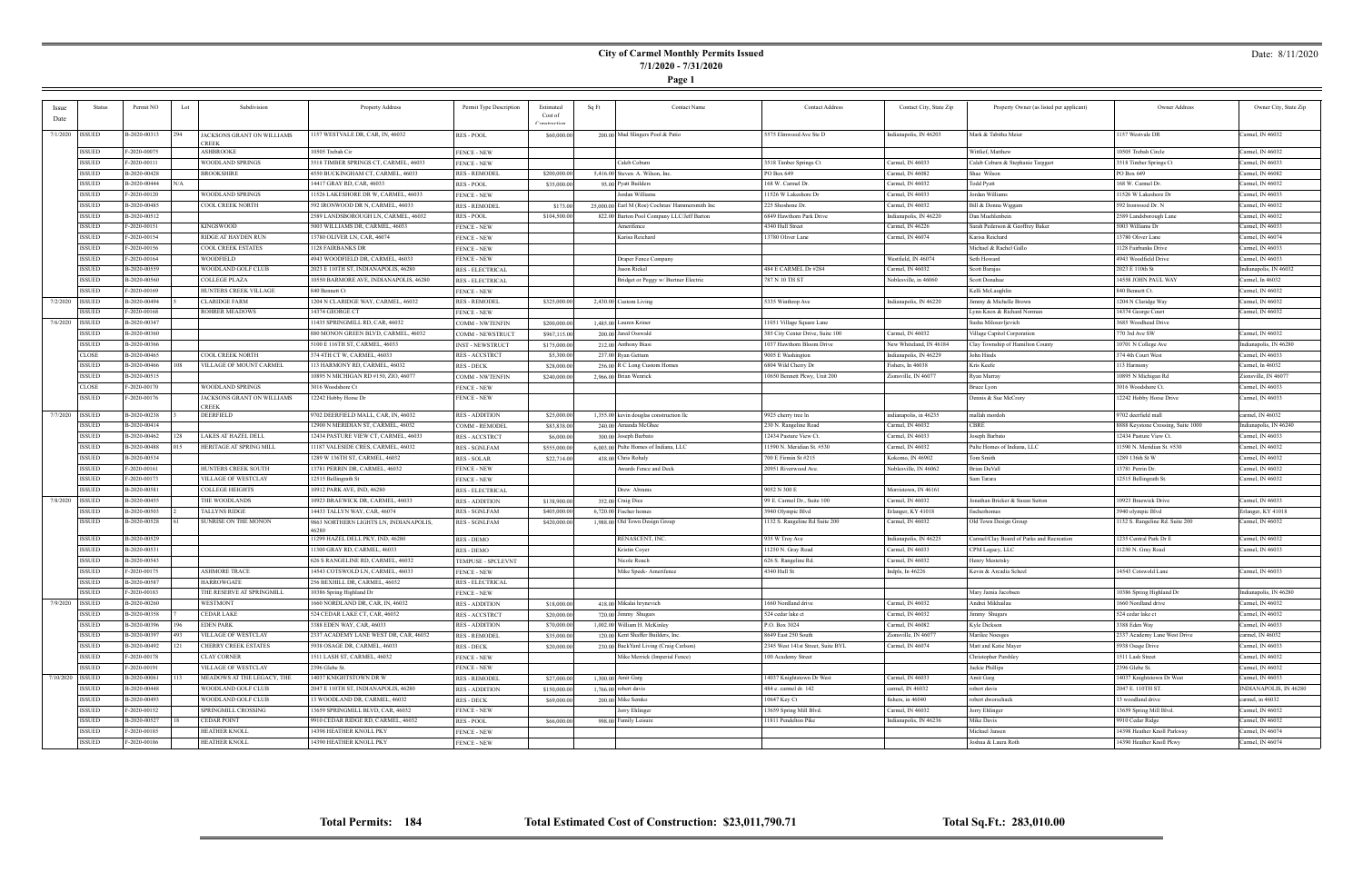# City of Carmel Monthly Permits Issued

## 7/1/2020 - 7/31/2020

Date: 8/11/2020

| Issue Date | Status | Permit NO | Lot | Subdivision | Property Address | Permit Type Description | Estimated Cost of Construction | Sq Ft | Contact Name | Contact Address | Contact City, State Zip | Property Owner (as listed per applicant) | Owner Address | Owner City, State Zip |
|---|---|---|---|---|---|---|---|---|---|---|---|---|---|---|
| 7/1/2020 | ISSUED | B-2020-00313 | 294 | JACKSONS GRANT ON WILLIAMS CREEK | 1157 WESTVALE DR, CAR, IN, 46032 | RES - POOL | $60,000.00 | 200.00 | Mud Slingers Pool & Patio | 5575 Elmwood Ave Ste D | Indianapolis, IN 46203 | Mark & Tabitha Meier | 1157 Westvale DR | Carmel, IN 46032 |
| | ISSUED | F-2020-00075 | | ASHBROOKE | 10505 Trebah Cir | FENCE - NEW | | | | | | Wittlief, Matthew | 10505 Trebah Circle | Carmel, IN 46032 |
| | ISSUED | F-2020-00111 | | WOODLAND SPRINGS | 3518 TIMBER SPRINGS CT, CARMEL, 46033 | FENCE - NEW | | | Caleb Coburn | 3518 Timber Springs Ct | Carmel, IN 46033 | Caleb Coburn & Stephanie Targgart | 3518 Timber Springs Ct | Carmel, IN 46033 |
| | ISSUED | B-2020-00428 | | BROOKSHIRE | 4550 BUCKINGHAM CT, CARMEL, 46033 | RES - REMODEL | $200,000.00 | 5,416.00 | Steven A. Wilson, Inc. | PO Box 649 | Carmel, IN 46082 | Shae Wilson | PO Box 649 | Carmel, IN 46082 |
| | ISSUED | B-2020-00444 | N/A | | 14417 GRAY RD, CAR, 46033 | RES - POOL | $35,000.00 | 93.00 | Pyatt Builders | 168 W. Carmel Dr. | Carmel, IN 46032 | Todd Pyatt | 168 W. Carmel Dr. | Carmel, IN 46032 |
| | ISSUED | F-2020-00120 | | WOODLAND SPRINGS | 11526 LAKESHORE DR W, CARMEL, 46033 | FENCE - NEW | | | Jordan Williams | 11526 W Lakeshore Dr | Carmel, IN 46033 | Jordan Williams | 11526 W Lakeshore Dr | Carmel, IN 46033 |
| | ISSUED | B-2020-00485 | | COOL CREEK NORTH | 592 IRONWOOD DR N, CARMEL, 46033 | RES - REMODEL | $173.00 | 25,000.00 | Earl M (Roe) Cochran/ Hammersmith Inc | 225 Shoshone Dr. | Carmel, IN 46032 | Bill & Donna Wiggam | 592 Ironwood Dr. N | Carmel, IN 46032 |
| | ISSUED | B-2020-00512 | | | 2589 LANDSBOROUGH LN, CARMEL, 46032 | RES - POOL | $104,500.00 | 822.00 | Barton Pool Company LLC/Jeff Barton | 6849 Hawthorn Park Drive | Indianapolis, IN 46220 | Dan Muehlenbein | 2589 Landsborough Lane | Carmel, IN 46032 |
| | ISSUED | F-2020-00151 | | KINGSWOOD | 5003 WILLIAMS DR, CARMEL, 46033 | FENCE - NEW | | | Amerifence | 4340 Hull Street | Carmel, IN 46226 | Sarah Pederson & Geoffrey Baker | 5003 Williams Dr | Carmel, IN 46033 |
| | ISSUED | F-2020-00154 | | RIDGE AT HAYDEN RUN | 13780 OLIVER LN, CAR, 46074 | FENCE - NEW | | | Karina Reichard | 13780 Oliver Lane | Carmel, IN 46074 | Karina Reichard | 13780 Oliver Lane | Carmel, IN 46074 |
| | ISSUED | F-2020-00156 | | COOL CREEK ESTATES | 1128 FAIRBANKS DR | FENCE - NEW | | | | | | Michael & Rachel Gallo | 1128 Fairbanks Drive | Carmel, IN 46033 |
| | ISSUED | F-2020-00164 | | WOODFIELD | 4943 WOODFIELD DR, CARMEL, 46033 | FENCE - NEW | | | Draper Fence Company | | Westfield, IN 46074 | Seth Howard | 4943 Woodfield Drive | Carmel, IN 46033 |
| | ISSUED | B-2020-00559 | | WOODLAND GOLF CLUB | 2023 E 110TH ST, INDIANAPOLIS, 46280 | RES - ELECTRICAL | | | Jason Rickel | 484 E CARMEL Dr #284 | Carmel, IN 46032 | Scott Burajas | 2023 E 110th St | Indianapolis, IN 46032 |
| | ISSUED | B-2020-00560 | | COLLEGE PLAZA | 10550 DARMORE AVE, INDIANAPOLIS, 46280 | RES - ELECTRICAL | | | Bridget or Peggy w/ Burtner Electric | 787 N 10 TH ST | Noblesville, in 46060 | Scott Donahue | 14558 JOHN PAUL WAY | Carmel, In 46032 |
| | ISSUED | F-2020-00169 | | HUNTERS CREEK VILLAGE | 840 Bennett Ct | FENCE - NEW | | | | | | Kelli McLaughlin | 840 Bennett Ct. | Carmel, IN 46032 |
| 7/2/2020 | ISSUED | B-2020-00494 | 5 | CLARIDGE FARM | 1204 N CLARIDGE WAY, CARMEL, 46032 | RES - REMODEL | $325,000.00 | 2,430.00 | Custom Living | 5335 Winthrop Ave | Indianapolis, IN 46220 | Jimmy & Michelle Brown | 1204 N Claridge Way | Carmel, IN 46032 |
| | ISSUED | F-2020-00168 | | ROHRER MEADOWS | 14374 GEORGE CT | FENCE - NEW | | | | | | Lynn Knox & Richard Norman | 14374 George Court | Carmel, IN 46032 |
| 7/6/2020 | ISSUED | B-2020-00347 | | | 11435 SPRINGMILL RD, CAR, 46032 | COMM - NWTENFIN | $200,000.00 | 1,485.00 | Lauren Kriner | 11051 Village Square Lane | | Sasha Milosavljevich | 3685 Woodhead Drive | |
| | ISSUED | B-2020-00360 | | | 880 MONON GREEN BLVD, CARMEL, 46032 | COMM - NEWSTRUCT | $967,115.00 | 200.00 | Jared Oswald | 385 City Center Drive, Suite 100 | Carmel, IN 46032 | Village Capitol Corporation | 770 3rd Ave SW | Carmel, IN 46032 |
| | ISSUED | B-2020-00366 | | | 5100 E 116TH ST, CARMEL, 46033 | INST - NEWSTRUCT | $175,000.00 | 212.00 | Anthony Biasi | 1037 Hawthorn Bloom Drive | New Whiteland, IN 46184 | Clay Township of Hamilton County | 10701 N College Ave | Indianapolis, IN 46280 |
| | CLOSE | B-2020-00465 | | COOL CREEK NORTH | 374 4TH CT W, CARMEL, 46033 | RES - ACCSTRCT | $5,300.00 | 237.00 | Ryan Gettum | 9005 E Washington | Indianapolis, IN 46229 | John Hinds | 374 4th Court West | Carmel, IN 46033 |
| | ISSUED | B-2020-00466 | 108 | VILLAGE OF MOUNT CARMEL | 113 HARMONY RD, CARMEL, 46032 | RES - DECK | $28,000.00 | 256.00 | R C Long Custom Homes | 6804 Wild Cherry Dr | Fishers, In 46038 | Kris Keefe | 113 Harmony | Carmel, In 46032 |
| | ISSUED | B-2020-00515 | | | 10895 N MICHIGAN RD #150, ZIO, 46077 | COMM - NWTENFIN | $240,000.00 | 2,966.00 | Brian Wenrick | 10650 Bennett Pkwy, Unit 200 | Zionsville, IN 46077 | Ryan Murray | 10895 N Michigan Rd | Zionsville, IN 46077 |
| | CLOSE | F-2020-00170 | | WOODLAND SPRINGS | 3016 Woodshore Ct | FENCE - NEW | | | | | | Bruce Lyon | 3016 Woodshore Ct. | Carmel, IN 46033 |
| | ISSUED | F-2020-00176 | | JACKSONS GRANT ON WILLIAMS CREEK | 12242 Hobby Horse Dr | FENCE - NEW | | | | | | Dennis & Sue McCrory | 12242 Hobby Horse Drive | Carmel, IN 46033 |
| 7/7/2020 | ISSUED | B-2020-00238 | 3 | DEERFIELD | 9702 DEERFIELD MALL, CAR, IN, 46032 | RES - ADDITION | $25,000.00 | 1,355.00 | kevin douglas construction llc | 9925 cherry tree ln | indianapolis, in 46255 | mallah mordoh | 9702 deerfield mall | carmel, in 46032 |
| | ISSUED | B-2020-00414 | | | 12900 N MERIDIAN ST, CARMEL, 46032 | COMM - REMODEL | $83,838.00 | 240.00 | Amanda McGhee | 230 N. Rangeline Road | Carmel, IN 46032 | CBRE | 8888 Keystone Crossing, Suite 1000 | Indianapolis, IN 46240 |
| | ISSUED | B-2020-00462 | 128 | LAKES AT HAZEL DELL | 12434 PASTURE VIEW CT, CARMEL, 46033 | RES - ACCSTRCT | $6,000.00 | 300.00 | Joseph Barbato | 12434 Pasture View Ct. | Carmel, IN 46033 | Joseph Barbato | 12434 Pasture View Ct. | Carmel, IN 46033 |
| | ISSUED | B-2020-00488 | 015 | HERITAGE AT SPRING MILL | 11187 VALESIDE CRES, CARMEL, 46032 | RES - SGNLFAM | $555,000.00 | 6,003.00 | Pulte Homes of Indiana, LLC | 11590 N. Meridian St. #530 | Carmel, IN 46032 | Pulte Homes of Indiana, LLC | 11590 N. Meridian St. #530 | Carmel, IN 46032 |
| | ISSUED | B-2020-00534 | | | 1289 W 136TH ST, CARMEL, 46032 | RES - SOLAR | $22,714.00 | 438.00 | Chris Rohaly | 700 E Firmin St #215 | Kokomo, IN 46902 | Tom Smith | 1289 136th St W | Carmel, IN 46032 |
| | ISSUED | F-2020-00161 | | HUNTERS CREEK SOUTH | 13781 PERRIN DR, CARMEL, 46032 | FENCE - NEW | | | Awards Fence and Deck | 20951 Riverwood Ave. | Noblesville, IN 46062 | Brian DuVall | 13781 Perrin Dr. | Carmel, IN 46032 |
| | ISSUED | F-2020-00173 | | VILLAGE OF WESTCLAY | 12515 Bellingrath St | FENCE - NEW | | | | | | Sam Tarara | 12515 Bellingrath St. | Carmel, IN 46032 |
| | ISSUED | B-2020-00581 | | COLLEGE HEIGHTS | 10912 PARK AVE, IND, 46280 | RES - ELECTRICAL | | | Drew Abrams | 9032 N 300 E | Morristown, IN 46161 | | | |
| 7/8/2020 | ISSUED | B-2020-00455 | | THE WOODLANDS | 10923 BRAEWICK DR, CARMEL, 46033 | RES - ADDITION | $138,900.00 | 352.00 | Craig Dice | 99 E. Carmel Dr., Suite 100 | Carmel, IN 46032 | Jonathan Bricker & Susan Sutton | 10923 Braewick Drive | Carmel, IN 46033 |
| | ISSUED | B-2020-00503 | 2 | TALLYNS RIDGE | 14433 TALLYN WAY, CAR, 46074 | RES - SGNLFAM | $405,000.00 | 6,720.00 | Fischer homes | 3940 Olympic Blvd | Erlanger, KY 41018 | fischerhomes | 3940 olympic Blvd | Erlanger, KY 41018 |
| | ISSUED | B-2020-00528 | 61 | SUNRISE ON THE MONON | 9863 NORTHERN LIGHTS LN, INDIANAPOLIS, 46280 | RES - SGNLFAM | $420,000.00 | 1,988.00 | Old Town Design Group | 1132 S. Rangeline Rd Suite 200 | Carmel, IN 46032 | Old Town Design Group | 1132 S. Rangeline Rd. Suite 200 | Carmel, IN 46032 |
| | ISSUED | B-2020-00529 | | | 11299 HAZEL DELL PKY, IND, 46280 | RES - DEMO | | | RENASCENT, INC. | 935 W Troy Ave | Indianapolis, IN 46225 | Carmel/Clay Board of Parks and Recreation | 1235 Central Park Dr E | Carmel, IN 46032 |
| | ISSUED | B-2020-00531 | | | 11300 GRAY RD, CARMEL, 46033 | RES - DEMO | | | Kristin Coyer | 11250 N. Gray Road | Carmel, IN 46033 | CPM Legacy, LLC | 11250 N. Gray Road | Carmel, IN 46033 |
| | ISSUED | B-2020-00543 | | | 626 S RANGELINE RD, CARMEL, 46032 | TEMPUSE - SPCLEVNT | | | Nicole Roach | 626 S. Rangeline Rd. | Carmel, IN 46032 | Henry Mestetsky | | |
| | ISSUED | F-2020-00175 | | ASHMORE TRACE | 14543 COTSWOLD LN, CARMEL, 46033 | FENCE - NEW | | | Mike Speck- Amerifence | 4340 Hull St | Indpls, In 46226 | Kevin & Arcadia Scheel | 14543 Cotswold Lane | Carmel, IN 46033 |
| | ISSUED | B-2020-00587 | | HARROWGATE | 256 BEXHILL DR, CARMEL, 46032 | RES - ELECTRICAL | | | | | | | | |
| | ISSUED | F-2020-00183 | | THE RESERVE AT SPRINGMILL | 10386 Spring Highland Dr | FENCE - NEW | | | | | | Mary Jamia Jacobsen | 10386 Spring Highland Dr | Indianapolis, IN 46280 |
| 7/9/2020 | ISSUED | B-2020-00260 | | WESTMONT | 1660 NORDLAND DR, CAR, IN, 46032 | RES - ADDITION | $18,000.00 | 418.00 | Mikalai Iryshevich | 1660 Nordland drive | Carmel, IN 46032 | Andrei Mikhailau | 1660 Nordland drive | Carmel, IN 46032 |
| | ISSUED | B-2020-00358 | 7 | CEDAR LAKE | 524 CEDAR LAKE CT, CAR, 46032 | RES - ACCSTRCT | $20,000.00 | 720.00 | Jimmy Shugars | 524 cedar lake ct | Carmel, IN 46032 | Jimmy Shugars | 524 cedar lake ct | Carmel, IN 46032 |
| | ISSUED | B-2020-00396 | 196 | EDEN PARK | 3388 EDEN WAY, CAR, 46033 | RES - ADDITION | $70,000.00 | 1,002.00 | William H. McKinley | P.O. Box 3024 | Carmel, IN 46082 | Kyle Dickson | 3388 Eden Way | Carmel, IN 46033 |
| | ISSUED | B-2020-00397 | 493 | VILLAGE OF WESTCLAY | 2537 ACADEMY LANE WEST DR, CAR, 46032 | RES - REMODEL | $35,000.00 | 120.00 | Kent Shaffer Builders, Inc. | 8649 East 250 South | Zionsville, IN 46077 | Marilee Nocaqua | 2537 Academy Lane West Drive | carmel, in 46032 |
| | ISSUED | B-2020-00492 | 121 | CHERRY CREEK ESTATES | 5938 OSAGE DR, CARMEL, 46033 | RES - DECK | $20,000.00 | 230.00 | BackYard Living (Craig Carlson) | 2345 West 141st Street, Suite BYL | Carmel, IN 46074 | Matt and Katie Mayer | 5938 Osage Drive | Carmel, IN 46033 |
| | ISSUED | F-2020-00178 | | CLAY CORNER | 1511 LASH ST, CARMEL, 46032 | FENCE - NEW | | | Mike Merrick (Imperial Fence) | 100 Academy Street | | Christopher Pardsley | 1511 Lash Street | Carmel, IN 46032 |
| | ISSUED | F-2020-00191 | | VILLAGE OF WESTCLAY | 2396 Glebe St. | FENCE - NEW | | | | | | Jackie Phillips | 2396 Glebe St. | Carmel, IN 46032 |
| 7/10/2020 | ISSUED | B-2020-00061 | 113 | MEADOWS AT THE LEGACY, THE | 14037 KNIGHTSTOWN DR W | RES - REMODEL | $27,000.00 | 1,300.00 | Amit Garg | 14037 Knightstown Dr West | Carmel, IN 46033 | Amit Garg | 14037 Knightstown Dr West | Carmel, IN 46033 |
| | ISSUED | B-2020-00448 | | WOODLAND GOLF CLUB | 2047 E 110TH ST, INDIANAPOLIS, 46280 | RES - ADDITION | $150,000.00 | 1,766.00 | robert davis | 484 e. carmel dr. 142 | carmel, IN 46032 | robert davis | 2047 E. 110TH ST. | INDIANAPOLIS, IN 46280 |
| | ISSUED | B-2020-00493 | | WOODLAND GOLF CLUB | 13 WOODLAND DR, CARMEL, 46032 | RES - DECK | $69,000.00 | 200.00 | Mike Semko | 10647 Key Ct | fishers, in 46040 | robert dworschack | 13 woodland drive | carmel, in 46032 |
| | ISSUED | F-2020-00152 | | SPRINGMILL CROSSING | 13659 SPRINGMILL BLVD, CAR, 46032 | FENCE - NEW | | | Jerry Ehlinger | 13659 Spring Mill Blvd. | Carmel, IN 46032 | Jerry Ehlinger | 13659 Spring Mill Blvd. | Carmel, IN 46032 |
| | ISSUED | B-2020-00527 | 18 | CEDAR POINT | 9910 CEDAR RIDGE RD, CARMEL, 46032 | RES - POOL | $66,000.00 | 998.00 | Family Leisure | 11811 Pendleton Pike | Indianapolis, IN 46236 | Mike Davis | 9910 Cedar Ridge | Carmel, IN 46032 |
| | ISSUED | F-2020-00185 | | HEATHER KNOLL | 14398 HEATHER KNOLL PKY | FENCE - NEW | | | | | | Michael Jansen | 14398 Heather Knoll Parkway | Carmel, IN 46074 |
| | ISSUED | F-2020-00186 | | HEATHER KNOLL | 14390 HEATHER KNOLL PKY | FENCE - NEW | | | | | | Joshua & Laura Roth | 14390 Heather Knoll Pkwy | Carmel, IN 46074 |

**Total Permits: 184** **Total Estimated Cost of Construction: $23,011,790.71** **Total Sq.Ft.: 283,010.00**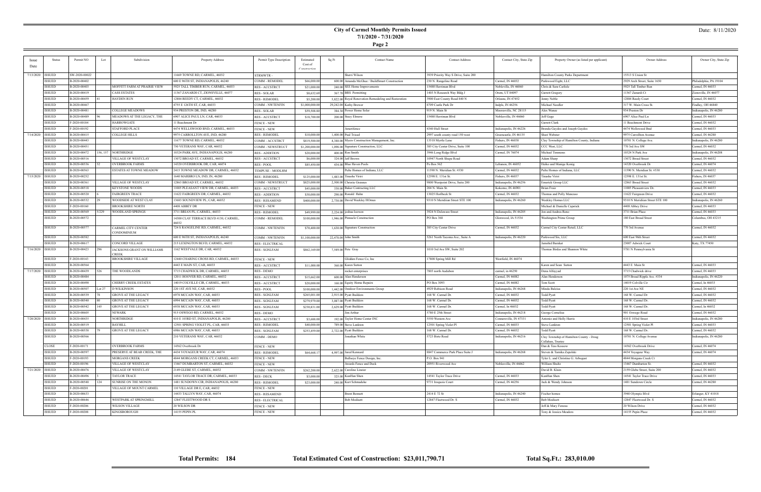# City of Carmel Monthly Permits Issued

**7/1/2020 - 7/31/2020**

Date: 8/11/2020

| Issue Date | Status | Permit NO | Lot | Subdivision | Property Address | Permit Type Description | Estimated Cost of Construction | Sq Ft | Contact Name | Contact Address | Contact City, State Zip | Property Owner (as listed per applicant) | Owner Address | Owner City, State Zip |
|---|---|---|---|---|---|---|---|---|---|---|---|---|---|---|
| 7/13/2020 | ISSUED | SW-2020-00022 | | | 11669 TOWNE RD, CARMEL, 46032 | STRMWTR - | | | Sherri Wilson | 3939 Priority Way S Drive, Suite 200 | | Hamilton County Parks Department | 15513 S Union St | |
| | ISSUED | B-2020-00402 | | | 600 E 96TH ST, INDIANAPOLIS, 46240 | COMM - REMODEL | $66,000.00 | 600.00 | Amanda McGhee / BuildSmart Construction | 230 N. Rangeline Road | Carmel, IN 46032 | Parkwood Eight, LLC | 2929 Arch Street, Suite 1650 | Philadelphia, PA 19104 |
| | ISSUED | B-2020-00403 | | MOFFITT FARM AT PRAIRIE VIEW | 5925 TALL TIMBER RUN, CARMEL, 46033 | RES - ACCSTRCT | $21,000.00 | 240.00 | SEE Home Improvements | 15480 Herriman Blvd | Noblesville, IN 46060 | Chris & Sara Carlisle | 5925 Tall Timber Run | Carmel, IN 46033 |
| | ISSUED | B-2020-00419 | | CASS ESTATES | 11367 ZANARDI CT, ZIONSVILLE, 46077 | RES - SOLAR | $8,632.69 | 367.70 | BRS Permitting | 1403 N Research Way Bldg J | Orem, UT 84097 | Garrett Gregory | 11367 Zanardi Ct | Zionsville, IN 46077 |
| | ISSUED | B-2020-00459 | 41 | HAYDEN RUN | 12884 REEDY CT, CARMEL, 46032 | RES - REMODEL | $5,200.00 | 3,822.00 | Royal Renovation Remodeling and Restoration | 3900 East County Road 840 N | Orleans, IN 47452 | Jenny Noble | 12884 Reedy Court | Carmel, IN 46032 |
| | ISSUED | B-2020-00467 | | | 4755 E 126TH ST, CAR, 46033 | COMM - NWTENFIN | $1,000,000.00 | 29,242.00 | Kathy Brewer | 8709 Castle Park Dr | Indpls, IN 46256 | Michael Needler | 317 W. Main Cross St. | Findlay, OH 46840 |
| | ISSUED | B-2020-00481 | | COLLEGE MEADOWS | 934 PRESTON DR, IND, 46280 | RES - SOLAR | $59,508.80 | 384.30 | Power Home Solar | 919 N. Main St | Mooresville, NC 28115 | Alex Wanee | 934 Preston Dr | Indianapolis, IN 46280 |
| | ISSUED | B-2020-00489 | 96 | MEADOWS AT THE LEGACY, THE | 6907 ALICE PAUL LN, CAR, 46033 | RES - ACCSTRCT | $18,700.00 | 200.00 | Stacy Elmore | 15480 Herriman Blvd | Noblesville, IN 46060 | Jeff Gage | 6907 Alice Paul Ln | Carmel, IN 46033 |
| | ISSUED | F-2020-00184 | | HARROWGATE | 11 Beechmont Dr | FENCE - NEW | | | | | | Garrett Clark | 11 Beechmont Drive | Carmel, IN 46032 |
| | ISSUED | F-2020-00192 | | STAFFORD PLACE | 4474 WELLSWOOD BND, CARMEL, 46033 | FENCE - NEW | | | Amerifence | 4340 Hull Street | Indianapolis, IN 46226 | Brenda Gaydos and Joseph Gaydos | 4474 Wellswood Bnd | Carmel, IN 46033 |
| 7/14/2020 | ISSUED | B-2020-00415 | | COLLEGE HILLS | 9975 CARROLLTON AVE, IND, 46280 | RES - REMODEL | $10,000.00 | 1,400.00 | Paul Trissel | 2997 south county road 150 west | Greencastle, IN 46135 | Shan Webster | 9975 Carrollton Avenue | Indianapolis, IN 46280 |
| | ISSUED | B-2020-00443 | | | 11677 TOWNE RD, CARMEL, 46032 | COMM - ACCSTRCT | $819,500.00 | 4,340.00 | Myers Construction Management, Inc. | 13518 Myrtle Lane | Fishers, IN 46038 | Clay Township of Hamilton County, Indiana | 10701 N. College Ave. | Indianapolis, IN 46280 |
| | ISSUED | B-2020-00451 | | | 750 VETERANS WAY, CAR, 46032 | COMM - NEWSTRUCT | $1,200,000.00 | 1,098.00 | Signature Construction, LLC | 385 City Center Drive, Suite 100 | Carmel, IN 46032 | CCC West, LLC | 770 3rd Ave SW | Carmel, IN 46032 |
| | ISSUED | B-2020-00472 | 156, 157 | NORTHRIDGE | 10324 PARK AVE, INDIANAPOLIS, 46280 | RES - ADDITION | $20,000.00 | 400.00 | Ron Smith | 3946 Long Ridge Blvd | Carmel, IN 76074 | Michael Timmons | 10324 N Park Ave | Indianapolis, IN 46208 |
| | ISSUED | B-2020-00516 | | VILLAGE OF WESTCLAY | 13072 BROAD ST, CARMEL, 46032 | RES - ACCSTRCT | $6,000.00 | 324.00 | Jeff Brown | 10947 North Shupe Road | | Adam Sharp | 13072 Broad Street | Carmel, IN 46032 |
| | ISSUED | B-2020-00536 | 52 | OVERBROOK FARMS | 14320 OVERBROOK DR, CAR, 46074 | RES - POOL | $85,450.00 | 434.00 | Blue Haven Pools | Po Box 562 | Lebanon, IN 46052 | Heiko and Manige Konig | 14320 Overbrook Dr | Carmel, IN 46074 |
| | ISSUED | B-2020-00563 | | ESTATES AT TOWNE MEADOW | 2415 TOWNE MEADOW DR, CARMEL, 46032 | TEMPUSE - MODLHM | | | Pulte Homes of Indiana, LLC | 11590 N. Meridian St. #530 | Carmel, IN 46032 | Pulte Homes of Indiana, LLC | 11590 N. Meridian St. #530 | Carmel, IN 46032 |
| 7/15/2020 | ISSUED | B-2020-00252 | | | 1640 MARBRO LN, IND, IN, 46280 | RES - REMODEL | $125,000.00 | 1,483.00 | Tinashe Viriri | 12598 E. 131st St. | Fishers, IN 46037 | Tinashe Viriri | 12598 E. 131st St. | Fishers, IN 46037 |
| | ISSUED | B-2020-00361 | | VILLAGE OF WESTCLAY | 12863 BROAD ST, CARMEL, 46032 | COMM - NEWSTRUCT | $825,000.00 | 2,500.00 | Christie Grennes | 9800 Westpoint Drive, Suite 200 | Indianapolis, IN 46256 | Emerick Group LLC | 12863 Broad Street | Carmel, IN 46032 |
| | ISSUED | B-2020-00518 | | KEYSTONE WOODS | 11005 PLEASANT VIEW DR, CARMEL, 46033 | RES - ACCSTRCT | $45,000.00 | 330.00 | Baker Contracting LLC | 204 N. Main St. | Kokomo, IN 46901 | Brian Fraiz | 11005 Pleasantview Dr. | Carmel, IN 46033 |
| | ISSUED | B-2020-00520 | 6 | FAIRGREEN TRACE | 11622 FAIRGREEN DR, CARMEL, 46032 | RES - ADDITION | $30,000.00 | 290.00 | Ronald Hahn | 13025 Horlbeck St | Carmel, IN 46032 | Thomas and Polly Mancuso | 11622 Fairgreen Drive | Carmel, IN 46032 |
| | ISSUED | B-2020-00532 | 29 | WOODSIDE AT WEST CLAY | 13683 SOUNDVIEW PL, CAR, 46032 | RES - RESAMEND | $400,000.00 | 2,730.00 | David Weekley HOmes | 9310 N Meridian Street STE 100 | Indianapolis, IN 46260 | Weekley Homes LLC | 9310 N Meridian Street STE 100 | Indianapolis, IN 46260 |
| | ISSUED | F-2020-00160 | | BROOKSHIRE NORTH | 4408 ABBEY DR | FENCE - NEW | | | | | | Michael & Danielle Capwick | 4408 Abbey Drive | Carmel, IN 46033 |
| | ISSUED | B-2020-00569 | 5/229 | WOODLAND SPRINGS | 3711 BRIAN PL, CARMEL, 46033 | RES - REMODEL | $49,999.00 | 2,224.00 | joshua loewen | 3924 N Delaware Street | Indianapolis, IN 46205 | Jon and Andrea Reno | 3711 Brian Place | Carmel, IN 46033 |
| | ISSUED | B-2020-00572 | | | 14300 CLAY TERRACE BLVD #130, CARMEL, 46032 | COMM - REMODEL | $100,000.00 | 1,946.00 | Pinnacle Construction | PO Box 368 | Glenwood, IA 51534 | Washington Prime Group | 180 East Broad Street | Columbus, OH 43215 |
| | ISSUED | B-2020-00577 | | CARMEL CITY CENTER CONDOMINIUM | 724 S RANGELINE RD, CARMEL, 46032 | COMM - NWTENFIN | $70,400.00 | 1,630.00 | Signature Construction | 385 City Center Drive | Carmel, IN 46032 | Carmel City Center Retail, LLC | 770 3rd Avenue | Carmel, IN 46032 |
| | ISSUED | B-2020-00582 | | | 600 E 96TH ST, INDIANAPOLIS, 46240 | COMM - NWTENFIN | $1,100,000.00 | 22,478.00 | John Smith | 5261 North Tacoma Ave., Suite A | Indianapolis, IN 46220 | Parkwood Six, LLC | 600 East 96th Street | Carmel, IN 46032 |
| | ISSUED | B-2020-00617 | | CONCORD VILLAGE | 215 LEXINGTON BLVD, CARMEL, 46032 | RES - ELECTRICAL | | | | | | Jamshid Barakat | 23007 Adwick Court | Katy, TX 77450 |
| 7/16/2020 | ISSUED | B-2020-00423 | 296 | JACKSONS GRANT ON WILLIAMS CREEK | 1162 WESTVALE DR, CAR, 46032 | RES - SGNLFAM | $862,169.00 | 7,549.00 | Pete Gray | 1010 3rd Ave SW, Suite 202 | | Thomas Birdas and Shannon White | 5781 N Pennsylvania St | |
| | ISSUED | F-2020-00143 | | BROOKSHIRE VILLAGE | 12440 CHARING CROSS RD, CARMEL, 46033 | FENCE - NEW | | | Glidden Fence Co, Inc | 17808 Spring Mill Rd | Westfield, IN 46074 | | | |
| | ISSUED | B-2020-00564 | | | 4443 E MAIN ST, CAR, 46033 | RES - ACCSTRCT | $11,000.00 | 360.00 | Karen Sutton | | | Karen and Sean Sutton | 4443 E. Main St | Carmel, IN 46033 |
| 7/17/2020 | ISSUED | B-2020-00439 | 526 | THE WOODLANDS | 3715 CHADWICK DR, CARMEL, 46033 | RES - DEMO | | | rocket enterprises | 7803 north Audubon | carmel, in 46250 | Dena AlSayyad | 3715 Chadwick drive | Carmel, IN 46033 |
| | ISSUED | B-2020-00484 | | | 12011 HOOVER RD, CARMEL, 46032 | RES - ACCSTRCT | $15,662.00 | 600.00 | Alan Henderson | | | Alan Henderson | 1075 Broad Ripple Ave. #334 | Indianapolis, IN 46220 |
| | ISSUED | B-2020-00490 | | CHERRY CREEK ESTATES | 14019 COLVILLE CIR, CARMEL, 46033 | RES - ACCSTRCT | $20,000.00 | 168.00 | Equity Home Repairs | PO Box 3093 | Carmel, IN 46082 | Tom Scott | 14019 Colville Cir | Carmel, In 46033 |
| | ISSUED | B-2020-00507 | Lot 27 | D WILKINSON | 220 1ST AVE NE, CAR, 46032 | RES - POOL | $100,000.00 | 1,442.00 | Outdoor Environments Group | 4929 Robison Road | Indianapolis, IN 46268 | Minda Balcius | 220 1st Ave NE | Carmel, IN 46032 |
| | ISSUED | B-2020-00539 | 78 | GROVE AT THE LEGACY | 6978 MCCAIN WAY, CAR, 46033 | RES - SGNLFAM | $265,001.00 | 2,915.00 | Pyatt Builders | 168 W. Carmel Dr. | Carmel, IN 46032 | Todd Pyatt | 168 W. Carmel Dr | Carmel, IN 46032 |
| | ISSUED | B-2020-00540 | 80 | GROVE AT THE LEGACY | 6994 MCCAIN WAY, CAR, 46033 | RES - SGNLFAM | $279,979.00 | 3,087.00 | Pyatt Builders | 168 W. Carmel Dr. | Carmel, IN 46032 | Todd Pyatt | 168 W. Carmel Dr. | Carmel, IN 46032 |
| | ISSUED | B-2020-00542 | 145 | GROVE AT THE LEGACY | 6938 MCCAIN WAY, CAR, 46033 | RES - SGNLFAM | $230,831.00 | 2,629.00 | Pyatt Builders | 168 W. Carmel Dr. | Carmel, In 46032 | Todd Pyatt | 168 W. Carmel Dr. | Carmel, In 46032 |
| | ISSUED | B-2020-00605 | | NEWARK | 915 OSWEGO RD, CARMEL, 46032 | RES - DEMO | | | Jim Arthur | 5780 E 25th Street | Indianapolis, IN 46218 | George Cornelius | 901 Oswego Road | Carmel, IN 46032 |
| 7/20/2020 | ISSUED | B-2020-00435 | | NORTHRIDGE | 410 E 103RD ST, INDIANAPOLIS, 46280 | RES - ACCSTRCT | $3,688.00 | 192.00 | Taylor Home Center INC | 5550 Western Ave | Connersville, IN 47331 | Antonio and Holly Harris | 410 E 103rd Street | Indianapolis, IN 46280 |
| | ISSUED | B-2020-00519 | | BAYHILL | 12501 SPRING VIOLET PL, CAR, 46033 | RES - REMODEL | $40,000.00 | 789.00 | Steve Lankton | 12501 Spring Violet Pl | Carmel, IN 46033 | Steve Lankton | 12501 Spring Violet Pl | Carmel, IN 46033 |
| | ISSUED | B-2020-00538 | 79 | GROVE AT THE LEGACY | 6986 MCCAIN WAY, CAR, 46033 | RES - SGNLFAM | $253,459.00 | 2,722.00 | Pyatt Builders | 168 W. Carmel Dr. | Carmel, IN 46032 | Todd Pyatt | 168 W. Carmel Dr. | Carmel, IN 46032 |
| | ISSUED | B-2020-00566 | | | 210 VETERANS WAY, CAR, 46032 | COMM - DEMO | | | Jonathan White | 5723 Birtz Road | Indianapolis, IN 46216 | Clay Township of Hamilton County - Doug Callahan, Trustee | 10701 N. College Avenue | Indianapolis, IN 46280 |
| | CLOSE | F-2020-00171 | | OVERBROOK FARMS | 14562 Overbrook Dr | FENCE - NEW | | | | | | Dan & Tess Kosiow | 14562 Overbrook Drive | Carmel, IN 46074 |
| | ISSUED | B-2020-00597 | | PRESERVE AT BEAR CREEK, THE | 4434 VOYAGEUR WAY, CAR, 46074 | RES - REMODEL | $64,668.17 | 4,997.00 | Jared Kennard | 8847 Commerce Park Place Suite J | Indianapolis, IN 46268 | Steven & Tamika Zupolski | 4434 Voyageur Way | Carmel, IN 46074 |
| | ISSUED | F-2020-00193 | | MORGANS CREEK | 4844 MORGANS CREEK CT, CARMEL, 46033 | FENCE - NEW | | | Bullseye Fence Design, Inc. | P.O. Box 941 | | Tyler L. and Christine G. Arbogast | 4844 Morgans Creek Ct | |
| | ISSUED | F-2020-00196 | | VILLAGE OF WESTCLAY | 13467 DUMBARTON ST, CARMEL, 46032 | FENCE - NEW | | | Awards Fence and Deck | 20951 Riverwood Ave | Noblesville, IN 46062 | William Shultz | 13467 Dumbarton St. | Carmel, IN 46032 |
| 7/21/2020 | ISSUED | B-2020-00476 | | VILLAGE OF WESTCLAY | 2149 GLEBE ST, CARMEL, 46032 | COMM - NWTENFIN | $262,200.00 | 2,622.00 | Caroline Lirette | | | David B. Klain | 2159 Glebe Street, Suite 200 | Carmel, IN 46032 |
| | ISSUED | B-2020-00496 | 3 | TAYLOR TRACE | 14541 TAYLOR TRACE DR, CARMEL, 46033 | RES - DECK | $3,000.00 | 325.00 | KunHan Shen | 14541 Taylor Trace Drive | Carmel, IN 46033 | KunHan Shen | 14541 Taylor Trace Drive | Carmel, IN 46033 |
| | ISSUED | B-2020-00548 | 124 | SUNRISE ON THE MONON | 1481 SUNDOWN CIR, INDIANAPOLIS, 46280 | RES - REMODEL | $23,000.00 | 240.00 | Kurt Schmadeke | 9731 Iroquois Court | Carmel, IN 46256 | Jack & Wendy Johnson | 1481 Sundown Circle | Carmel, IN 46280 |
| | ISSUED | F-2020-00201 | | VILLAGE OF MOUNT CARMEL | 110 VILLAGE DR E, CAR, 46032 | FENCE - NEW | | | | | | | | |
| | ISSUED | B-2020-00633 | | | 14433 TALLYN WAY, CAR, 46074 | RES - RESAMEND | | | Brent Bennett | 2414 E 72 St | Indianapolis, IN 46240 | Fischer homes | 3940 Olympic Blvd | Erlanger, KY 41018 |
| | ISSUED | B-2020-00646 | | WESTPARK AT SPRINGMILL | 12847 FLEETWOOD DR S | RES - ELECTRICAL | | | Bob Modisett | 12847 Fleetwood Dr. S | Carmel, IN 46032 | Bob Modisett | 12847 Fleetwood Dr. S | Carmel, IN 46032 |
| | ISSUED | F-2020-00206 | | WILSON VILLAGE | 20 WILSON DR | FENCE - NEW | | | | | | Jeff & Mary Fenzau | 20 Wilson Drive | Carmel, IN 46032 |
| | ISSUED | F-2020-00208 | | KINGSBOROUGH | 14155 PEPIN PL | FENCE - NEW | | | | | | Tony & Jessica Meadors | 14155 Pepin Place | Carmel, IN 46032 |

**Total Permits: 184** **Total Estimated Cost of Construction: $23,011,790.71** **Total Sq.Ft.: 283,010.00**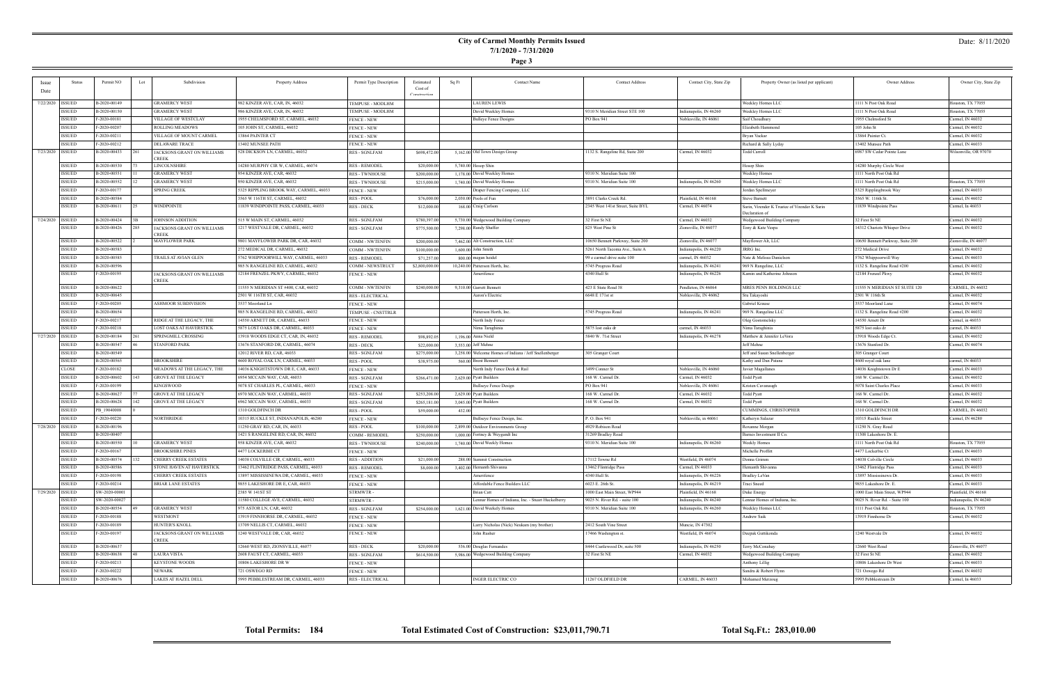# City of Carmel Monthly Permits Issued

## 7/1/2020 - 7/31/2020

Date: 8/11/2020

| Issue Date | Status | Permit NO | Lot | Subdivision | Property Address | Permit Type Description | Estimated Cost of Construction | Sq Ft | Contact Name | Contact Address | Contact City, State Zip | Property Owner (as listed per applicant) | Owner Address | Owner City, State Zip |
|---|---|---|---|---|---|---|---|---|---|---|---|---|---|---|
| 7/22/2020 | ISSUED | B-2020-00149 | | GRAMERCY WEST | 982 KINZER AVE, CAR, IN, 46032 | TEMPUSE - MODLHM | | | LAUREN LEWIS | | | Weekley Homes LLC | 1111 N Post Oak Road | Houston, TX 77055 |
| | ISSUED | B-2020-00150 | | GRAMERCY WEST | 986 KINZER AVE, CAR, IN, 46032 | TEMPUSE - MODLHM | | | David Weekley Homes | 9310 N Meridian Street STE 100 | Indianapolis, IN 46260 | Weekley Homes LLC | 1111 N Post Oak Road | Houston, TX 77055 |
| | ISSUED | F-2020-00181 | | VILLAGE OF WESTCLAY | 1955 CHELMSFORD ST, CARMEL, 46032 | FENCE - NEW | | | Bulleye Fence Designs | PO Box 941 | Noblesville, IN 46061 | Saif Choudhury | 1955 Chelmsford St | Carmel, IN 46032 |
| | ISSUED | F-2020-00207 | | ROLLING MEADOWS | 105 JOHN ST, CARMEL, 46032 | FENCE - NEW | | | | | | Elizabeth Hammond | 105 John St | Carmel, IN 46032 |
| | ISSUED | F-2020-00211 | | VILLAGE OF MOUNT CARMEL | 13864 PAINTER CT | FENCE - NEW | | | | | | Bryan Vacker | 13864 Painter Ct. | Carmel, IN 46032 |
| | ISSUED | F-2020-00212 | | DELAWARE TRACE | 13402 MUNSEE PATH | FENCE - NEW | | | | | | Richard & Sally Lyday | 13402 Munsee Path | Carmel, IN 46033 |
| 7/23/2020 | ISSUED | B-2020-00433 | 261 | JACKSONS GRANT ON WILLIAMS CREEK | 528 DICKSON LN, CARMEL, 46032 | RES - SGNLFAM | $698,472.00 | 5,162.00 | Old Town Design Group | 1132 S. Rangeline Rd, Suite 200 | Carmel, IN 46032 | Todd Carroll | 6987 SW Cedar Pointe Lane | Wilsonville, OR 97070 |
| | ISSUED | B-2020-00530 | 75 | LINCOLNSHIRE | 14280 MURPHY CIR W, CARMEL, 46074 | RES - REMODEL | $20,000.00 | 5,740.00 | Hosop Shin | | | Hosop Shin | 14280 Murphy Circle West | |
| | ISSUED | B-2020-00551 | 11 | GRAMERCY WEST | 954 KINZER AVE, CAR, 46032 | RES - TWNHOUSE | $200,000.00 | 1,178.00 | David Weekley Homes | 9310 N. Meridian Suite 100 | | Weekley Homes | 1111 North Post Oak Rd | |
| | ISSUED | B-2020-00552 | 12 | GRAMERCY WEST | 950 KINZER AVE, CAR, 46032 | RES - TWNHOUSE | $215,000.00 | 1,740.00 | David Weekley Homes | 9310 N. Meridian Suite 100 | Indianapolis, IN 46260 | Weekley Homes LLC | 1111 North Post Oak Rd | Houston, TX 77055 |
| | ISSUED | F-2020-00177 | | SPRING CREEK | 5325 RIPPLING BROOK WAY, CARMEL, 46033 | FENCE - NEW | | | Draper Fencing Company, LLC | | | Jordan Spellmeyer | 5325 Ripplingbrook Way | Carmel, IN 46033 |
| | ISSUED | B-2020-00584 | | | 3565 W 116TH ST, CARMEL, 46032 | RES - POOL | $76,000.00 | 2,030.00 | Pools of Fun | 3891 Clarks Creek Rd. | Plainfield, IN 46168 | Steve Barnett | 3565 W. 116th St. | Carmel, IN 46032 |
| | ISSUED | B-2020-00611 | 25 | WINDPOINTE | 11839 WINDPOINTE PASS, CARMEL, 46033 | RES - DECK | $12,000.00 | 168.00 | Craig Carlson | 2345 West 141st Street, Suite BYL | Carmel, IN 46074 | Sarin, Virender K Trustee of Virender K Sarin Declaration of | 11839 Windpointe Pass | Carmel, In 46033 |
| 7/24/2020 | ISSUED | B-2020-00424 | 3B | JOHNSON ADDITION | 515 W MAIN ST, CARMEL, 46032 | RES - SGNLFAM | $780,397.00 | 5,730.00 | Wedgewood Building Company | 32 First St NE | Carmel, IN 46032 | Wedgewood Building Company | 32 First St NE | Carmel, IN 46032 |
| | ISSUED | B-2020-00426 | 285 | JACKSONS GRANT ON WILLIAMS CREEK | 1217 WESTVALE DR, CARMEL, 46032 | RES - SGNLFAM | $775,500.00 | 7,298.00 | Randy Shaffer | 825 West Pine St | Zionsville, IN 46077 | Tony & Kate Vespa | 14312 Chariots Whisper Drive | Carmel, IN 46032 |
| | ISSUED | B-2020-00522 | 2 | MAYFLOWER PARK | 9801 MAYFLOWER PARK DR, CAR, 46032 | COMM - NWTENFIN | $200,000.00 | 7,462.00 | Alt Construction, LLC | 10650 Bennett Parkway, Suite 200 | Zionsville, IN 46077 | Mayflower Alt, LLC | 10650 Bennett Parkway, Suite 200 | Zionsville, IN 46077 |
| | ISSUED | B-2020-00583 | | | 272 MEDICAL DR, CARMEL, 46032 | COMM - NWTENFIN | $100,000.00 | 1,600.00 | John Smith | 5261 North Tacoma Ave., Suite A | Indianapolis, IN 46220 | JRRG Inc. | 272 Medical Drive | Carmel, IN 46032 |
| | ISSUED | B-2020-00585 | | TRAILS AT AVIAN GLEN | 5762 WHIPPOORWILL WAY, CARMEL, 46033 | RES - REMODEL | $71,257.00 | 800.00 | megan heidel | 99 e carmel drive suite 100 | carmel, IN 46032 | Nate & Melissa Danielson | 5762 Whippoorwill Way | Carmel, IN 46033 |
| | ISSUED | B-2020-00596 | | | 983 N RANGELINE RD, CARMEL, 46032 | COMM - NEWSTRUCT | $2,800,000.00 | 10,240.00 | Patterson Horth, Inc. | 5745 Progress Road | Indianapolis, IN 46241 | 969 N Rangeline, LLC | 1132 S. Rangeline Road #200 | Carmel, IN 46032 |
| | ISSUED | F-2020-00195 | | JACKSONS GRANT ON WILLIAMS CREEK | 12184 FRENZEL PKWY, CARMEL, 46032 | FENCE - NEW | | | Amerifence | 4340 Hull St. | Indianapolis, IN 46226 | Kamin and Katherine Johnson | 12184 Frenzel Pkwy | Carmel, IN 46032 |
| | ISSUED | B-2020-00622 | | | 11555 N MERIDIAN ST #400, CAR, 46032 | COMM - NWTENFIN | $240,000.00 | 9,310.00 | Garrett Bennett | 423 E State Road 38 | Pendleton, IN 46064 | MRES PENN HOLDINGS LLC | 11555 N MERIDIAN ST SUITE 120 | CARMEL, IN 46032 |
| | ISSUED | B-2020-00645 | | | 2501 W 116TH ST, CAR, 46032 | RES - ELECTRICAL | | | Aaron's Electric | 6648 E 171st st | Noblesville, IN 46062 | Stu Takayoshi | 2501 W 116th St | Carmel, IN 46032 |
| | ISSUED | F-2020-00205 | | ASHMOOR SUBDIVISION | 3537 Moorland Ln | FENCE - NEW | | | | | | Gabriel Krause | 3537 Moorland Lane | Carmel, IN 46074 |
| | ISSUED | B-2020-00654 | | | 985 N RANGELINE RD, CARMEL, 46032 | TEMPUSE - CNSTTRLR | | | Patterson Horth, Inc. | 5745 Progress Road | Indianapolis, IN 46241 | 969 N. Rangeline LLC | 1132 S. Rangeline Road #200 | Carmel, IN 46032 |
| | ISSUED | F-2020-00217 | | RIDGE AT THE LEGACY, THE | 14550 ARNETT DR, CARMEL, 46033 | FENCE - NEW | | | North Indy Fence | | | Oleg Gorenmelsky | 14550 Arnett Dr | Carmel, in 46033 |
| | ISSUED | F-2020-00218 | | LOST OAKS AT HAVERSTICK | 5875 LOST OAKS DR, CARMEL, 46033 | FENCE - NEW | | | Nima Taraghinia | 5875 lost oaks dr | carmel, IN 46033 | Nima Taraghinia | 5875 lost oaks dr | carmel, IN 46033 |
| 7/27/2020 | ISSUED | B-2020-00184 | 261 | SPRINGMILL CROSSING | 13918 WOODS EDGE CT, CAR, IN, 46032 | RES - REMODEL | $98,892.05 | 1,196.00 | Anna Niehl | 5840 W. 71st Street | Indianapolis, IN 46278 | Matthew & Jennifer LeVora | 13918 Woods Edge Ct. | Carmel, IN 46032 |
| | ISSUED | B-2020-00547 | 46 | STANFORD PARK | 13676 STANFORD DR, CARMEL, 46074 | RES - DECK | $22,000.00 | 3,553.00 | Jeff Mehne | | | Jeff Mehne | 13676 Stanford Dr. | Carmel, IN 46074 |
| | ISSUED | B-2020-00549 | | | 12012 RIVER RD, CAR, 46033 | RES - SGNLFAM | $275,000.00 | 3,258.00 | Welcome Homes of Indiana / Jeff Snellenberger | 305 Granger Court | | Jeff and Susan Snellenberger | 305 Granger Court | |
| | ISSUED | B-2020-00565 | | BROOKSHIRE | 4600 ROYAL OAK LN, CARMEL, 46033 | RES - POOL | $38,975.00 | 560.00 | Brent Bennett | | | Kathy and Dan Patane | 4600 royal oak lane | carmel, IN 46033 |
| | CLOSE | F-2020-00182 | | MEADOWS AT THE LEGACY, THE | 14036 KNIGHTSTOWN DR E, CAR, 46033 | FENCE - NEW | | | North Indy Fence Deck & Rail | 3499 Conner St | Noblesville, IN 46060 | Javier Magallanes | 14036 Knightstown Dr E | Carmel, IN 46033 |
| | ISSUED | B-2020-00602 | 143 | GROVE AT THE LEGACY | 6954 MCCAIN WAY, CAR, 46033 | RES - SGNLFAM | $266,471.00 | 2,629.00 | Pyatt Builders | 168 W. Carmel Dr. | Carmel, IN 46032 | Todd Pyatt | 168 W. Carmel Dr. | Carmel, IN 46032 |
| | ISSUED | F-2020-00199 | | KINGSWOOD | 5078 ST CHARLES PL, CARMEL, 46033 | FENCE - NEW | | | Bullseye Fence Design | PO Box 941 | Noblesville, IN 46061 | Kristen Cavanaugh | 5078 Saint Charles Place | Carmel, IN 46033 |
| | ISSUED | B-2020-00627 | 77 | GROVE AT THE LEGACY | 6970 MCCAIN WAY, CARMEL, 46033 | RES - SGNLFAM | $253,208.00 | 2,629.00 | Pyatt Builders | 168 W. Carmel Dr. | Carmel, IN 46032 | Todd Pyatt | 168 W. Carmel Dr. | Carmel, IN 46032 |
| | ISSUED | B-2020-00628 | 142 | GROVE AT THE LEGACY | 6962 MCCAIN WAY, CARMEL, 46033 | RES - SGNLFAM | $265,181.00 | 3,045.00 | Pyatt Builders | 168 W. Carmel Dr. | Carmel, IN 46032 | Todd Pyatt | 168 W. Carmel Dr. | Carmel, IN 46032 |
| | ISSUED | PB_19040008 | 0 | | 1310 GOLDFINCH DR | RES - POOL | $39,000.00 | 432.00 | | | | CUMMINGS, CHRISTOPHER | 1310 GOLDFINCH DR | CARMEL, IN 46032 |
| | ISSUED | F-2020-00220 | | NORTHRIDGE | 10315 RUCKLE ST, INDIANAPOLIS, 46280 | FENCE - NEW | | | Bullseye Fence Design, Inc. | P. O. Box 941 | Noblesville, in 46061 | Katheryn Salazar | 10315 Ruckle Street | Carmel, IN 46280 |
| 7/28/2020 | ISSUED | B-2020-00196 | | | 11250 GRAY RD, CAR, IN, 46033 | RES - POOL | $100,000.00 | 2,899.00 | Outdoor Environments Group | 4929 Robison Road | | Roxanne Morgan | 11250 N. Gray Road | |
| | ISSUED | B-2020-00407 | | | 1421 S RANGELINE RD, CAR, IN, 46032 | COMM - REMODEL | $250,000.00 | 1,000.00 | Fortney & Weygandt Inc | 31269 Bradley Road | | Barnes Investment II Co. | 11308 Lakeshore Dr. E. | |
| | ISSUED | B-2020-00550 | 10 | GRAMERCY WEST | 958 KINZER AVE, CAR, 46032 | RES - TWNHOUSE | $240,000.00 | 1,740.00 | David Weekly Homes | 9310 N. Meridian Suite 100 | Indianapolis, IN 46260 | Weekly Homes | 1111 North Post Oak Rd | Houston, TX 77055 |
| | ISSUED | F-2020-00167 | | BROOKSHIRE PINES | 4477 LOCKERBIE CT | FENCE - NEW | | | | | | Michelle Proffitt | 4477 Lockerbie Ct | Carmel, IN 46033 |
| | ISSUED | B-2020-00574 | 132 | CHERRY CREEK ESTATES | 14038 COLVILLE CIR, CARMEL, 46033 | RES - ADDITION | $21,000.00 | 288.00 | Summit Construction | 17112 Towne Rd | Westfield, IN 46074 | Donna Grimm | 14038 Colville Circle | Carmel, IN 46033 |
| | ISSUED | B-2020-00586 | | STONE HAVEN AT HAVERSTICK | 13462 FLINTRIDGE PASS, CARMEL, 46033 | RES - REMODEL | $8,000.00 | 3,402.00 | Hemanth Shivanna | 13462 Flintridge Pass | Carmel, IN 46033 | Hemanth Shivanna | 13462 Flintridge Pass | Carmel, IN 46033 |
| | ISSUED | F-2020-00198 | | CHERRY CREEK ESTATES | 13897 MISSISSINEWA DR, CARMEL, 46033 | FENCE - NEW | | | Amerifence | 4340 Hull St. | Indianapolis, IN 46226 | Bradley LeVan | 13897 Mississinewa Dr. | Carmel, IN 46033 |
| | ISSUED | F-2020-00214 | | BRIAR LANE ESTATES | 9855 LAKESHORE DR E, CAR, 46033 | FENCE - NEW | | | Affordable Fence Builders LLC | 6023 E. 26th St. | Indianapolis, IN 46219 | Traci Sneed | 9855 Lakeshore Dr. E. | Carmel, IN 46033 |
| 7/29/2020 | ISSUED | SW-2020-00001 | | | 2385 W 141ST ST | STRMWTR - | | | Brian Catt | 1000 East Main Street, WP944 | Plainfield, IN 46168 | Duke Energy | 1000 East Main Street, WP944 | Plainfield, IN 46168 |
| | ISSUED | SW-2020-00027 | | | 11580 COLLEGE AVE, CARMEL, 46032 | STRMWTR - | | | Lennar Homes of Indiana, Inc. - Stuart Huckelberry | 9025 N. River Rd. - suite 100 | Indianapolis, IN 46240 | Lennar Homes of Indiana, Inc. | 9025 N. River Rd. - Suite 100 | Indianapolis, IN 46240 |
| | ISSUED | B-2020-00554 | 49 | GRAMERCY WEST | 975 ASTOR LN, CAR, 46032 | RES - SGNLFAM | $254,000.00 | 1,621.00 | David Weekly Homes | 9310 N. Meridian Suite 100 | Indianapolis, IN 46260 | Weekley Homes LLC | 1111 Post Oak Rd. | Houston, TX 77055 |
| | ISSUED | F-2020-00188 | | WESTMONT | 13919 FINNHORSE DR, CARMEL, 46032 | FENCE - NEW | | | | | | Andrew Saik | 13919 Finnhorse Dr | Carmel, IN 46032 |
| | ISSUED | F-2020-00189 | | HUNTER'S KNOLL | 13709 NELLIS CT, CARMEL, 46032 | FENCE - NEW | | | Larry Nicholas (Nick) Neukam (my brother) | 2412 South Vine Street | Muncie, IN 47302 | | | |
| | ISSUED | F-2020-00197 | | JACKSONS GRANT ON WILLIAMS CREEK | 1240 WESTVALE DR, CAR, 46032 | FENCE - NEW | | | John Reuber | 17466 Washington st. | Westfield, IN 46074 | Deepak Guttikonda | 1240 Westvale Dr | Carmel, IN 46032 |
| | ISSUED | B-2020-00637 | | | 12660 WEST RD, ZIONSVILLE, 46077 | RES - DECK | $20,000.00 | 536.00 | Douglas Fernandes | 8444 Castlewood Dr, suite 500 | Indianapolis, IN 46250 | Terry McConahay | 12660 West Road | Zionsville, IN 46077 |
| | ISSUED | B-2020-00638 | 48 | LAURA VISTA | 2608 FAUST CT, CARMEL, 46033 | RES - SGNLFAM | $614,500.00 | 5,986.00 | Wedgewood Building Company | 32 First St NE | Carmel, IN 46032 | Wedgewood Building Company | 32 First St NE | Carmel, IN 46032 |
| | ISSUED | F-2020-00213 | | KEYSTONE WOODS | 10806 LAKESHORE DR W | FENCE - NEW | | | | | | Anthony Lillig | 10806 Lakeshore Dr West | Carmel, IN 46033 |
| | ISSUED | F-2020-00222 | | NEWARK | 721 OSWEGO RD | FENCE - NEW | | | | | | Sandra & Robert Flynn | 721 Oswego Rd | Carmel, IN 46032 |
| | ISSUED | B-2020-00676 | | LAKES AT HAZEL DELL | 5995 PEBBLESTREAM DR, CARMEL, 46033 | RES - ELECTRICAL | | | INGER ELECTRIC CO | 11267 OLDFIELD DR | CARMEL, IN 46033 | Mohamed Merzoug | 5995 Pebblestream Dr | Carmel, In 46033 |

**Total Permits: 184** **Total Estimated Cost of Construction: $23,011,790.71** **Total Sq.Ft.: 283,010.00**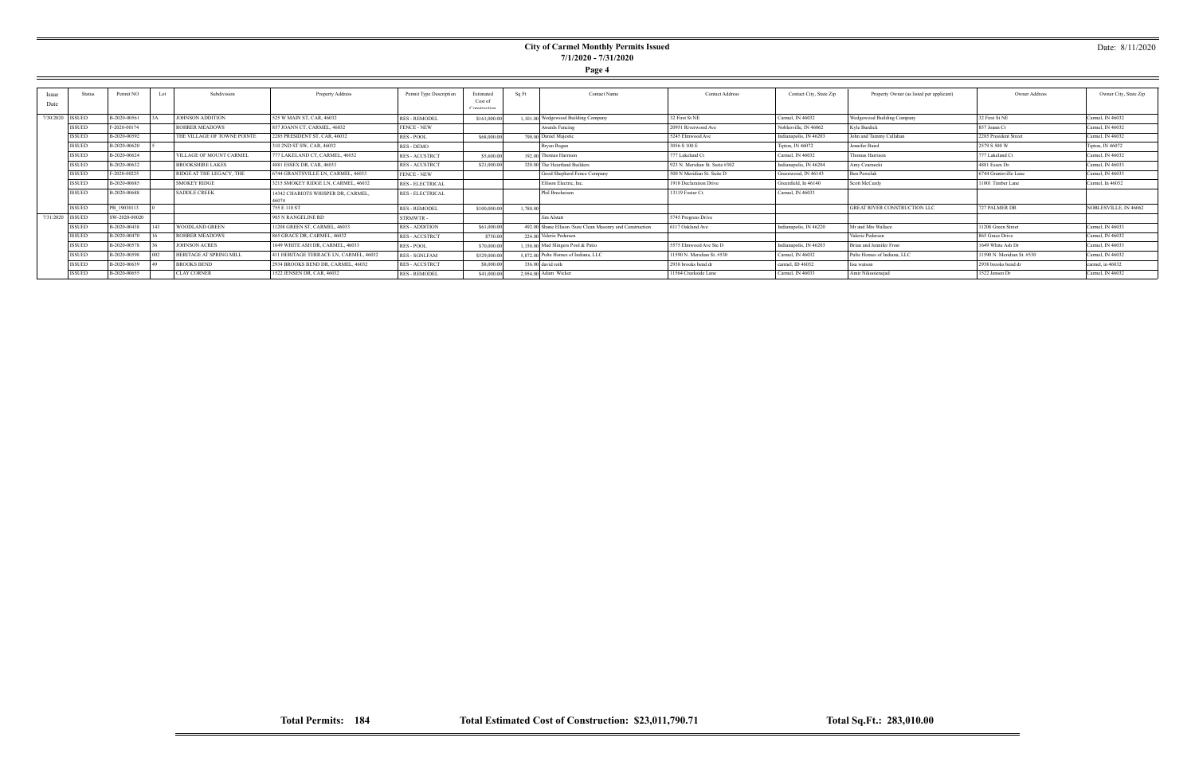# City of Carmel Monthly Permits Issued

## 7/1/2020 - 7/31/2020

Date: 8/11/2020

| Issue Date | Status | Permit NO | Lot | Subdivision | Property Address | Permit Type Description | Estimated Cost of Construction | Sq Ft | Contact Name | Contact Address | Contact City, State Zip | Property Owner (as listed per applicant) | Owner Address | Owner City, State Zip |
|---|---|---|---|---|---|---|---|---|---|---|---|---|---|---|
| 7/30/2020 | ISSUED | B-2020-00561 | 3A | JOHNSON ADDITION | 525 W MAIN ST, CAR, 46032 | RES - REMODEL | $161,000.00 | 1,101.00 | Wedgewood Building Company | 32 First St NE | Carmel, IN 46032 | Wedgewood Building Company | 32 First St NE | Carmel, IN 46032 |
| | ISSUED | F-2020-00174 | | ROHRER MEADOWS | 857 JOANN CT, CARMEL, 46032 | FENCE - NEW | | | Awards Fencing | 20951 Riverwood Ave | Noblesville, IN 46062 | Kyle Burdick | 857 Joann Ct | Carmel, IN 46032 |
| | ISSUED | B-2020-00592 | | THE VILLAGE OF TOWNE POINTE | 2285 PRESIDENT ST, CAR, 46032 | RES - POOL | $68,000.00 | 700.00 | Daniel Majestic | 5245 Elmwood Ave | Indianapolis, IN 46203 | John and Tammy Callahan | 2285 President Street | Carmel, IN 46032 |
| | ISSUED | B-2020-00620 | 5 | | 310 2ND ST SW, CAR, 46032 | RES - DEMO | | | Bryan Ragan | 3056 S 100 E | Tipton, IN 46072 | Jennifer Baird | 2579 S 500 W | Tipton, IN 46072 |
| | ISSUED | B-2020-00624 | | VILLAGE OF MOUNT CARMEL | 777 LAKELAND CT, CARMEL, 46032 | RES - ACCSTRCT | $5,600.00 | 192.00 | Thomas Harrison | 777 Lakeland Ct | Carmel, IN 46032 | Thomas Harrison | 777 Lakeland Ct | Carmel, IN 46032 |
| | ISSUED | B-2020-00632 | | BROOKSHIRE LAKES | 4881 ESSEX DR, CAR, 46033 | RES - ACCSTRCT | $21,000.00 | 320.00 | The Heartland Builders | 923 N. Meridian St. Suite #302 | Indianapolis, IN 46204 | Amy Czarnecki | 4881 Essex Dr. | Carmel, IN 46033 |
| | ISSUED | F-2020-00225 | | RIDGE AT THE LEGACY, THE | 6744 GRANTSVILLE LN, CARMEL, 46033 | FENCE - NEW | | | Good Shepherd Fence Company | 500 N Meridian St. Suite D | Greenwood, IN 46143 | Ben Pawelak | 6744 Grantsville Lane | Carmel, IN 46033 |
| | ISSUED | B-2020-00685 | | SMOKEY RIDGE | 3215 SMOKEY RIDGE LN, CARMEL, 46032 | RES - ELECTRICAL | | | Ellison Electric, Inc. | 1918 Declaration Drive | Greenfield, In 46140 | Scott McCurdy | 11001 Timber Lane | Carmel, In 46032 |
| | ISSUED | B-2020-00688 | | SADDLE CREEK | 14342 CHARIOTS WHISPER DR, CARMEL, 46074 | RES - ELECTRICAL | | | Phil Brecheisen | 13119 Foster Ct. | Carmel, IN 46033 | | | |
| | ISSUED | PB_19030113 | 0 | | 755 E 110 ST | RES - REMODEL | $100,000.00 | 1,780.00 | | | | GREAT RIVER CONSTRUCTION LLC | 727 PALMER DR | NOBLESVILLE, IN 46062 |
| 7/31/2020 | ISSUED | SW-2020-00020 | | | 985 N RANGELINE RD | STRMWTR - | | | Jim Alstatt | 5745 Progress Drive | | | | |
| | ISSUED | B-2020-00438 | 143 | WOODLAND GREEN | 11208 GREEN ST, CARMEL, 46033 | RES - ADDITION | $61,000.00 | 492.00 | Shane Ellison /Sure Clean Masonry and Construction | 6117 Oakland Ave | Indianapolis, IN 46220 | Mr and Mrs Wallace | 11208 Green Street | Carmel, IN 46033 |
| | ISSUED | B-2020-00470 | 16 | ROHRER MEADOWS | 865 GRACE DR, CARMEL, 46032 | RES - ACCSTRCT | $750.00 | 224.00 | Valerie Pedersen | | | Valerie Pedersen | 865 Grace Drive | Carmel, IN 46032 |
| | ISSUED | B-2020-00578 | 36 | JOHNSON ACRES | 1649 WHITE ASH DR, CARMEL, 46033 | RES - POOL | $70,000.00 | 1,150.00 | Mud Slingers Pool & Patio | 5575 Elmwood Ave Ste D | Indianapolis, IN 46203 | Brian and Jennifer Frost | 1649 White Ash Dr | Carmel, IN 46033 |
| | ISSUED | B-2020-00598 | 002 | HERITAGE AT SPRING MILL | 411 HERITAGE TERRACE LN, CARMEL, 46032 | RES - SGNLFAM | $529,000.00 | 5,872.00 | Pulte Homes of Indiana, LLC | 11590 N. Meridian St. #530 | Carmel, IN 46032 | Pulte Homes of Indiana, LLC | 11590 N. Meridian St. #530 | Carmel, IN 46032 |
| | ISSUED | B-2020-00639 | 49 | BROOKS BEND | 2934 BROOKS BEND DR, CARMEL, 46032 | RES - ACCSTRCT | $8,000.00 | 336.00 | david roth | 2938 brooks bend dr | carmel, IH 46032 | lisa watson | 2938 brooks bend dr | carmel, in 46032 |
| | ISSUED | B-2020-00655 | | CLAY CORNER | 1522 JENSEN DR, CAR, 46032 | RES - REMODEL | $41,000.00 | 2,954.00 | Adam Wicker | 11564 Creekside Lane | Carmel, IN 46033 | Amir Nikoonenejad | 1522 Jensen Dr | Carmel, IN 46032 |

**Total Permits: 184** **Total Estimated Cost of Construction: $23,011,790.71** **Total Sq.Ft.: 283,010.00**